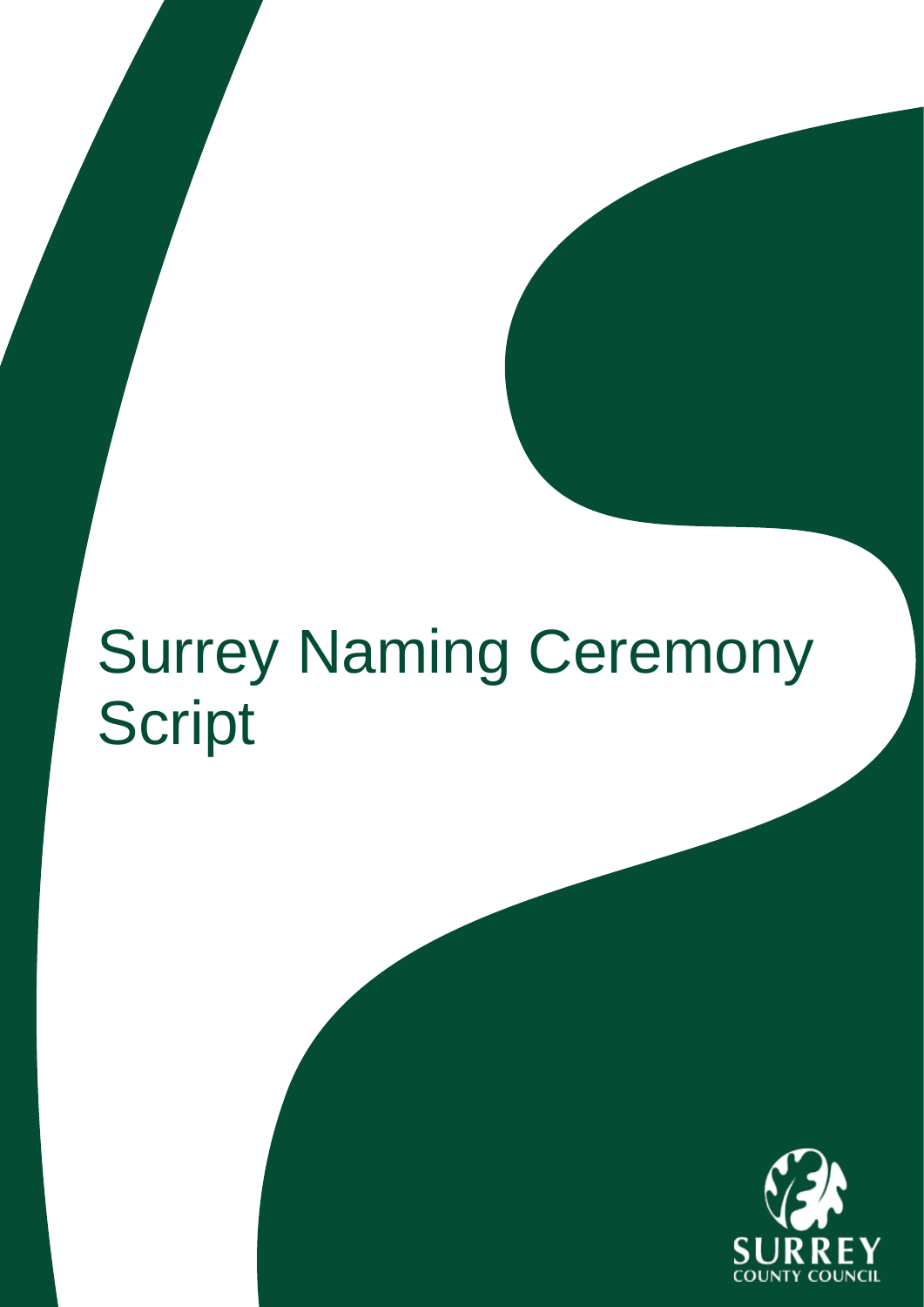# Surrey Naming Ceremony Script

SURREY
COUNTY COUNCIL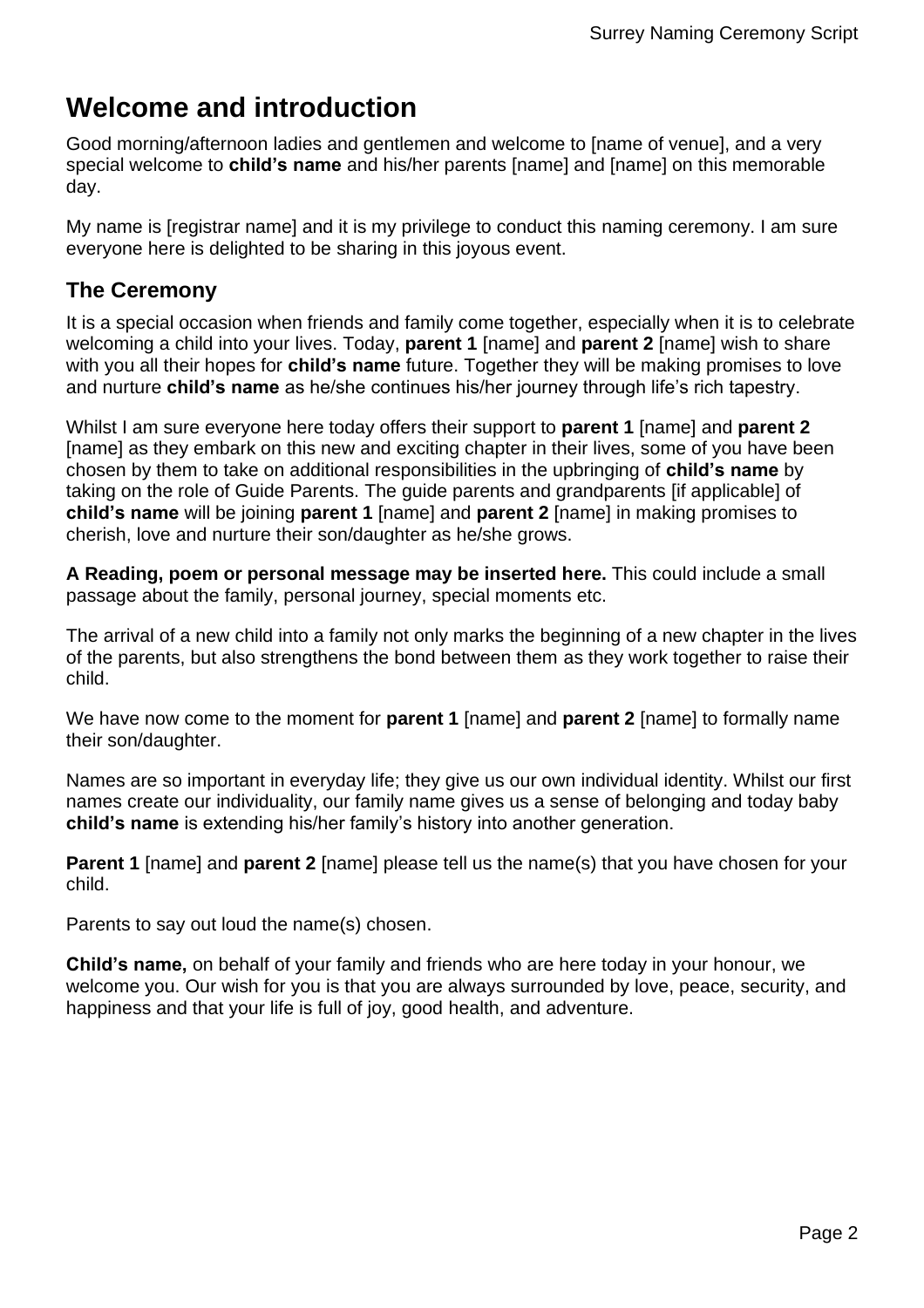# Welcome and introduction

Good morning/afternoon ladies and gentlemen and welcome to [name of venue], and a very special welcome to **child's name** and his/her parents [name] and [name] on this memorable day.

My name is [registrar name] and it is my privilege to conduct this naming ceremony. I am sure everyone here is delighted to be sharing in this joyous event.

## The Ceremony

It is a special occasion when friends and family come together, especially when it is to celebrate welcoming a child into your lives. Today, **parent 1** [name] and **parent 2** [name] wish to share with you all their hopes for **child's name** future. Together they will be making promises to love and nurture **child's name** as he/she continues his/her journey through life's rich tapestry.

Whilst I am sure everyone here today offers their support to **parent 1** [name] and **parent 2** [name] as they embark on this new and exciting chapter in their lives, some of you have been chosen by them to take on additional responsibilities in the upbringing of **child's name** by taking on the role of Guide Parents. The guide parents and grandparents [if applicable] of **child's name** will be joining **parent 1** [name] and **parent 2** [name] in making promises to cherish, love and nurture their son/daughter as he/she grows.

**A Reading, poem or personal message may be inserted here.** This could include a small passage about the family, personal journey, special moments etc.

The arrival of a new child into a family not only marks the beginning of a new chapter in the lives of the parents, but also strengthens the bond between them as they work together to raise their child.

We have now come to the moment for **parent 1** [name] and **parent 2** [name] to formally name their son/daughter.

Names are so important in everyday life; they give us our own individual identity. Whilst our first names create our individuality, our family name gives us a sense of belonging and today baby **child's name** is extending his/her family's history into another generation.

**Parent 1** [name] and **parent 2** [name] please tell us the name(s) that you have chosen for your child.

Parents to say out loud the name(s) chosen.

**Child's name,** on behalf of your family and friends who are here today in your honour, we welcome you. Our wish for you is that you are always surrounded by love, peace, security, and happiness and that your life is full of joy, good health, and adventure.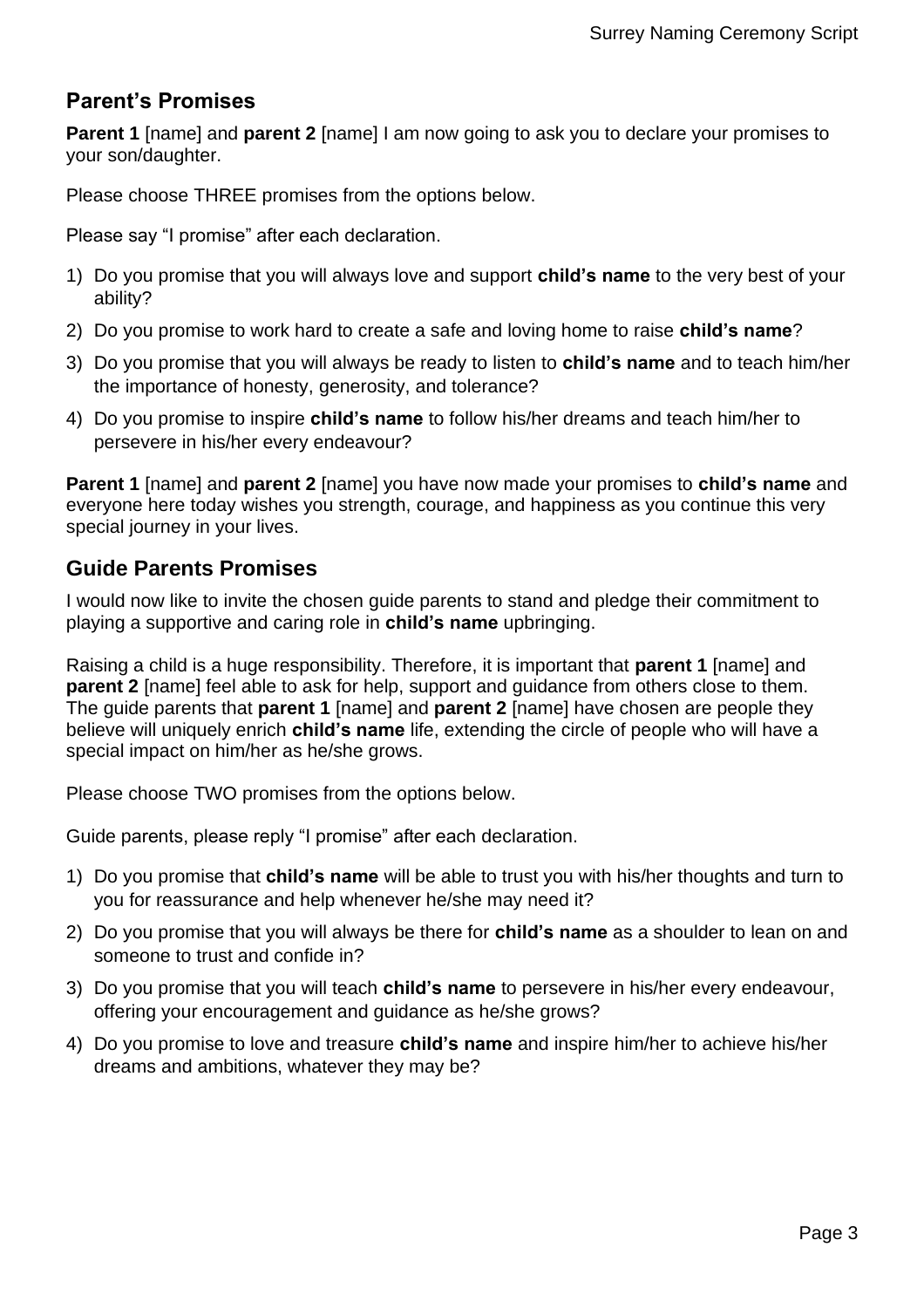## Parent's Promises

**Parent 1** [name] and **parent 2** [name] I am now going to ask you to declare your promises to your son/daughter.

Please choose THREE promises from the options below.

Please say "I promise" after each declaration.

1) Do you promise that you will always love and support **child's name** to the very best of your ability?
2) Do you promise to work hard to create a safe and loving home to raise **child's name**?
3) Do you promise that you will always be ready to listen to **child's name** and to teach him/her the importance of honesty, generosity, and tolerance?
4) Do you promise to inspire **child's name** to follow his/her dreams and teach him/her to persevere in his/her every endeavour?

**Parent 1** [name] and **parent 2** [name] you have now made your promises to **child's name** and everyone here today wishes you strength, courage, and happiness as you continue this very special journey in your lives.

## Guide Parents Promises

I would now like to invite the chosen guide parents to stand and pledge their commitment to playing a supportive and caring role in **child's name** upbringing.

Raising a child is a huge responsibility. Therefore, it is important that **parent 1** [name] and **parent 2** [name] feel able to ask for help, support and guidance from others close to them. The guide parents that **parent 1** [name] and **parent 2** [name] have chosen are people they believe will uniquely enrich **child's name** life, extending the circle of people who will have a special impact on him/her as he/she grows.

Please choose TWO promises from the options below.

Guide parents, please reply "I promise" after each declaration.

1) Do you promise that **child's name** will be able to trust you with his/her thoughts and turn to you for reassurance and help whenever he/she may need it?
2) Do you promise that you will always be there for **child's name** as a shoulder to lean on and someone to trust and confide in?
3) Do you promise that you will teach **child's name** to persevere in his/her every endeavour, offering your encouragement and guidance as he/she grows?
4) Do you promise to love and treasure **child's name** and inspire him/her to achieve his/her dreams and ambitions, whatever they may be?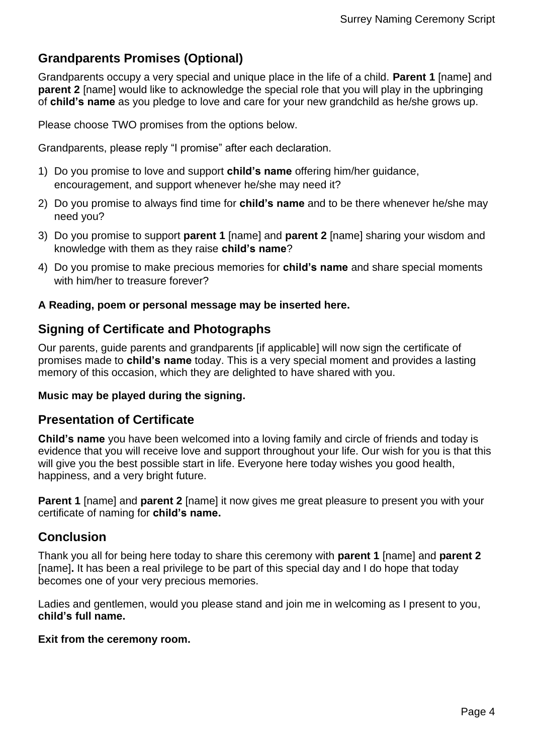## Grandparents Promises (Optional)

Grandparents occupy a very special and unique place in the life of a child. **Parent 1** [name] and **parent 2** [name] would like to acknowledge the special role that you will play in the upbringing of **child's name** as you pledge to love and care for your new grandchild as he/she grows up.

Please choose TWO promises from the options below.

Grandparents, please reply "I promise" after each declaration.

1) Do you promise to love and support **child's name** offering him/her guidance, encouragement, and support whenever he/she may need it?
2) Do you promise to always find time for **child's name** and to be there whenever he/she may need you?
3) Do you promise to support **parent 1** [name] and **parent 2** [name] sharing your wisdom and knowledge with them as they raise **child's name**?
4) Do you promise to make precious memories for **child's name** and share special moments with him/her to treasure forever?

**A Reading, poem or personal message may be inserted here.**

## Signing of Certificate and Photographs

Our parents, guide parents and grandparents [if applicable] will now sign the certificate of promises made to **child's name** today. This is a very special moment and provides a lasting memory of this occasion, which they are delighted to have shared with you.

**Music may be played during the signing.**

## Presentation of Certificate

**Child's name** you have been welcomed into a loving family and circle of friends and today is evidence that you will receive love and support throughout your life. Our wish for you is that this will give you the best possible start in life. Everyone here today wishes you good health, happiness, and a very bright future.

**Parent 1** [name] and **parent 2** [name] it now gives me great pleasure to present you with your certificate of naming for **child's name.**

## Conclusion

Thank you all for being here today to share this ceremony with **parent 1** [name] and **parent 2** [name]**.** It has been a real privilege to be part of this special day and I do hope that today becomes one of your very precious memories.

Ladies and gentlemen, would you please stand and join me in welcoming as I present to you, **child's full name.**

**Exit from the ceremony room.**